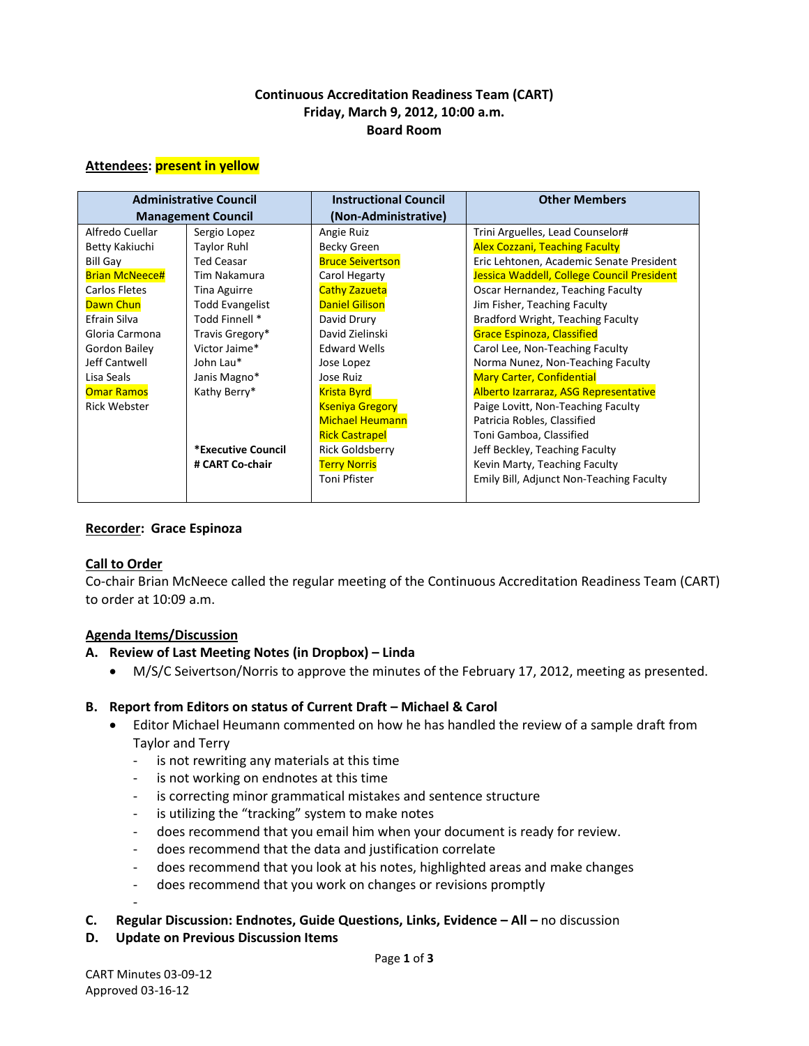**Continuous Accreditation Readiness Team (CART)**
**Friday, March 9, 2012, 10:00 a.m.**
**Board Room**

**Attendees: present in yellow**

| Administrative Council Management Council | | Instructional Council (Non-Administrative) | Other Members |
|---|---|---|---|
| Alfredo Cuellar | Sergio Lopez | Angie Ruiz | Trini Arguelles, Lead Counselor# |
| Betty Kakiuchi | Taylor Ruhl | Becky Green | Alex Cozzani, Teaching Faculty |
| Bill Gay | Ted Ceasar | Bruce Seivertson | Eric Lehtonen, Academic Senate President |
| Brian McNeece# | Tim Nakamura | Carol Hegarty | Jessica Waddell, College Council President |
| Carlos Fletes | Tina Aguirre | Cathy Zazueta | Oscar Hernandez, Teaching Faculty |
| Dawn Chun | Todd Evangelist | Daniel Gilison | Jim Fisher, Teaching Faculty |
| Efrain Silva | Todd Finnell * | David Drury | Bradford Wright, Teaching Faculty |
| Gloria Carmona | Travis Gregory* | David Zielinski | Grace Espinoza, Classified |
| Gordon Bailey | Victor Jaime* | Edward Wells | Carol Lee, Non-Teaching Faculty |
| Jeff Cantwell | John Lau* | Jose Lopez | Norma Nunez, Non-Teaching Faculty |
| Lisa Seals | Janis Magno* | Jose Ruiz | Mary Carter, Confidential |
| Omar Ramos | Kathy Berry* | Krista Byrd | Alberto Izarraraz, ASG Representative |
| Rick Webster | | Kseniya Gregory | Paige Lovitt, Non-Teaching Faculty |
| | | Michael Heumann | Patricia Robles, Classified |
| | **\*Executive Council** | Rick Castrapel | Toni Gamboa, Classified |
| | **# CART Co-chair** | Rick Goldsberry | Jeff Beckley, Teaching Faculty |
| | | Terry Norris | Kevin Marty, Teaching Faculty |
| | | Toni Pfister | Emily Bill, Adjunct Non-Teaching Faculty |

**Recorder: Grace Espinoza**

**Call to Order**

Co-chair Brian McNeece called the regular meeting of the Continuous Accreditation Readiness Team (CART) to order at 10:09 a.m.

**Agenda Items/Discussion**

**A. Review of Last Meeting Notes (in Dropbox) – Linda**

- M/S/C Seivertson/Norris to approve the minutes of the February 17, 2012, meeting as presented.

**B. Report from Editors on status of Current Draft – Michael & Carol**

- Editor Michael Heumann commented on how he has handled the review of a sample draft from Taylor and Terry
  - is not rewriting any materials at this time
  - is not working on endnotes at this time
  - is correcting minor grammatical mistakes and sentence structure
  - is utilizing the "tracking" system to make notes
  - does recommend that you email him when your document is ready for review.
  - does recommend that the data and justification correlate
  - does recommend that you look at his notes, highlighted areas and make changes
  - does recommend that you work on changes or revisions promptly

**C. Regular Discussion: Endnotes, Guide Questions, Links, Evidence – All –** no discussion

**D. Update on Previous Discussion Items**

CART Minutes 03-09-12
Approved 03-16-12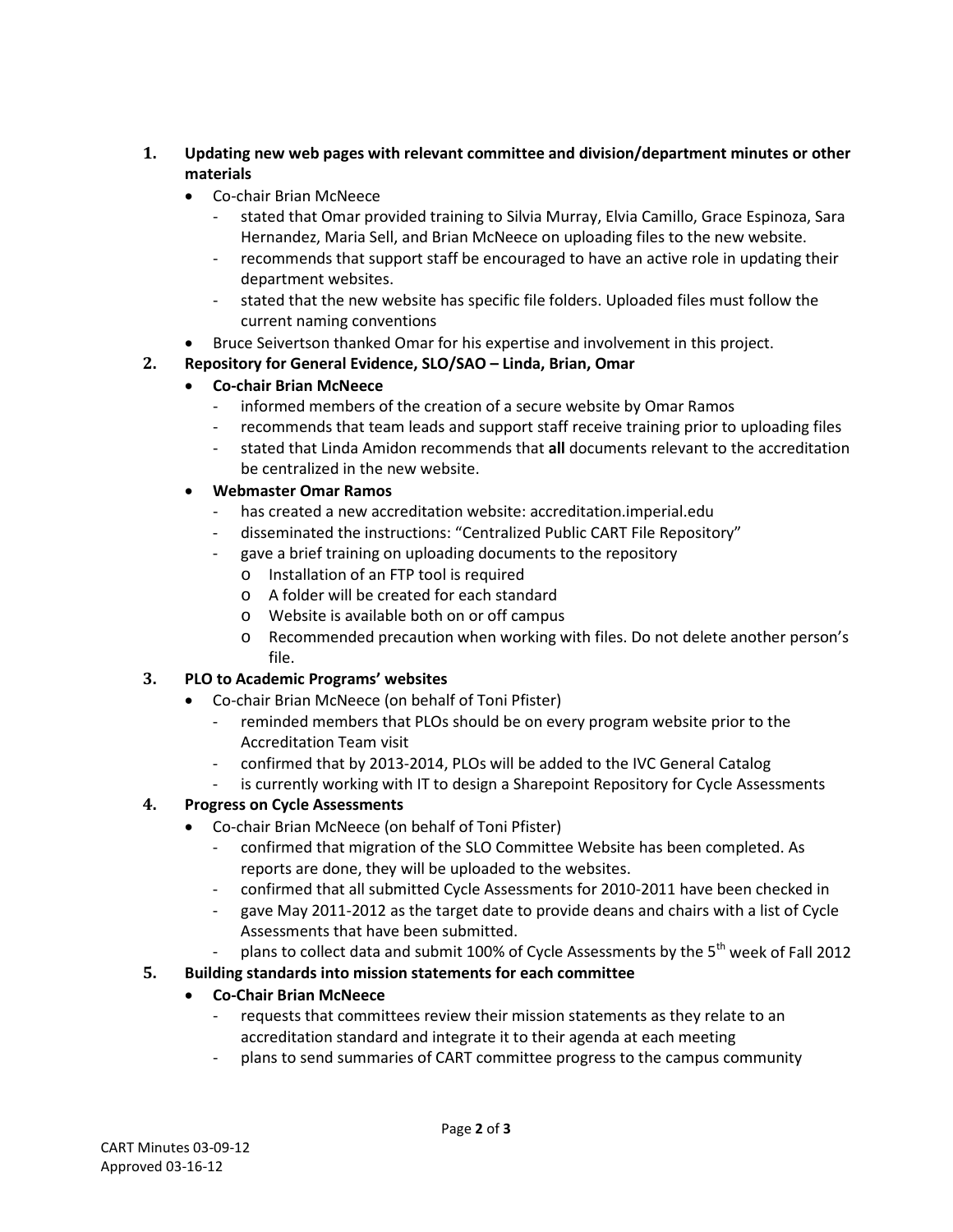1. **Updating new web pages with relevant committee and division/department minutes or other materials**
   - Co-chair Brian McNeece
     - stated that Omar provided training to Silvia Murray, Elvia Camillo, Grace Espinoza, Sara Hernandez, Maria Sell, and Brian McNeece on uploading files to the new website.
     - recommends that support staff be encouraged to have an active role in updating their department websites.
     - stated that the new website has specific file folders. Uploaded files must follow the current naming conventions
   - Bruce Seivertson thanked Omar for his expertise and involvement in this project.

2. **Repository for General Evidence, SLO/SAO – Linda, Brian, Omar**
   - **Co-chair Brian McNeece**
     - informed members of the creation of a secure website by Omar Ramos
     - recommends that team leads and support staff receive training prior to uploading files
     - stated that Linda Amidon recommends that **all** documents relevant to the accreditation be centralized in the new website.
   - **Webmaster Omar Ramos**
     - has created a new accreditation website: accreditation.imperial.edu
     - disseminated the instructions: "Centralized Public CART File Repository"
     - gave a brief training on uploading documents to the repository
       - Installation of an FTP tool is required
       - A folder will be created for each standard
       - Website is available both on or off campus
       - Recommended precaution when working with files. Do not delete another person's file.

3. **PLO to Academic Programs' websites**
   - Co-chair Brian McNeece (on behalf of Toni Pfister)
     - reminded members that PLOs should be on every program website prior to the Accreditation Team visit
     - confirmed that by 2013-2014, PLOs will be added to the IVC General Catalog
     - is currently working with IT to design a Sharepoint Repository for Cycle Assessments

4. **Progress on Cycle Assessments**
   - Co-chair Brian McNeece (on behalf of Toni Pfister)
     - confirmed that migration of the SLO Committee Website has been completed. As reports are done, they will be uploaded to the websites.
     - confirmed that all submitted Cycle Assessments for 2010-2011 have been checked in
     - gave May 2011-2012 as the target date to provide deans and chairs with a list of Cycle Assessments that have been submitted.
     - plans to collect data and submit 100% of Cycle Assessments by the 5th week of Fall 2012

5. **Building standards into mission statements for each committee**
   - **Co-Chair Brian McNeece**
     - requests that committees review their mission statements as they relate to an accreditation standard and integrate it to their agenda at each meeting
     - plans to send summaries of CART committee progress to the campus community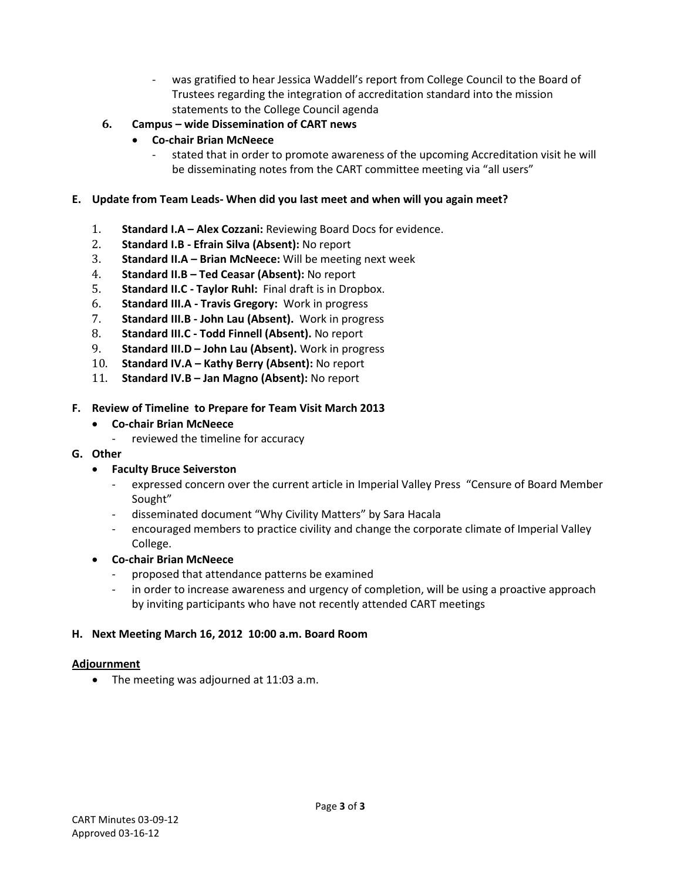- was gratified to hear Jessica Waddell's report from College Council to the Board of Trustees regarding the integration of accreditation standard into the mission statements to the College Council agenda

6. **Campus – wide Dissemination of CART news**
   - **Co-chair Brian McNeece**
     - stated that in order to promote awareness of the upcoming Accreditation visit he will be disseminating notes from the CART committee meeting via "all users"

**E. Update from Team Leads- When did you last meet and when will you again meet?**

1. **Standard I.A – Alex Cozzani:** Reviewing Board Docs for evidence.
2. **Standard I.B - Efrain Silva (Absent):** No report
3. **Standard II.A – Brian McNeece:** Will be meeting next week
4. **Standard II.B – Ted Ceasar (Absent):** No report
5. **Standard II.C - Taylor Ruhl:** Final draft is in Dropbox.
6. **Standard III.A - Travis Gregory:** Work in progress
7. **Standard III.B - John Lau (Absent).** Work in progress
8. **Standard III.C - Todd Finnell (Absent).** No report
9. **Standard III.D – John Lau (Absent).** Work in progress
10. **Standard IV.A – Kathy Berry (Absent):** No report
11. **Standard IV.B – Jan Magno (Absent):** No report

**F. Review of Timeline to Prepare for Team Visit March 2013**

- **Co-chair Brian McNeece**
  - reviewed the timeline for accuracy

**G. Other**

- **Faculty Bruce Seiverston**
  - expressed concern over the current article in Imperial Valley Press "Censure of Board Member Sought"
  - disseminated document "Why Civility Matters" by Sara Hacala
  - encouraged members to practice civility and change the corporate climate of Imperial Valley College.
- **Co-chair Brian McNeece**
  - proposed that attendance patterns be examined
  - in order to increase awareness and urgency of completion, will be using a proactive approach by inviting participants who have not recently attended CART meetings

**H. Next Meeting March 16, 2012 10:00 a.m. Board Room**

**Adjournment**

- The meeting was adjourned at 11:03 a.m.

CART Minutes 03-09-12
Approved 03-16-12